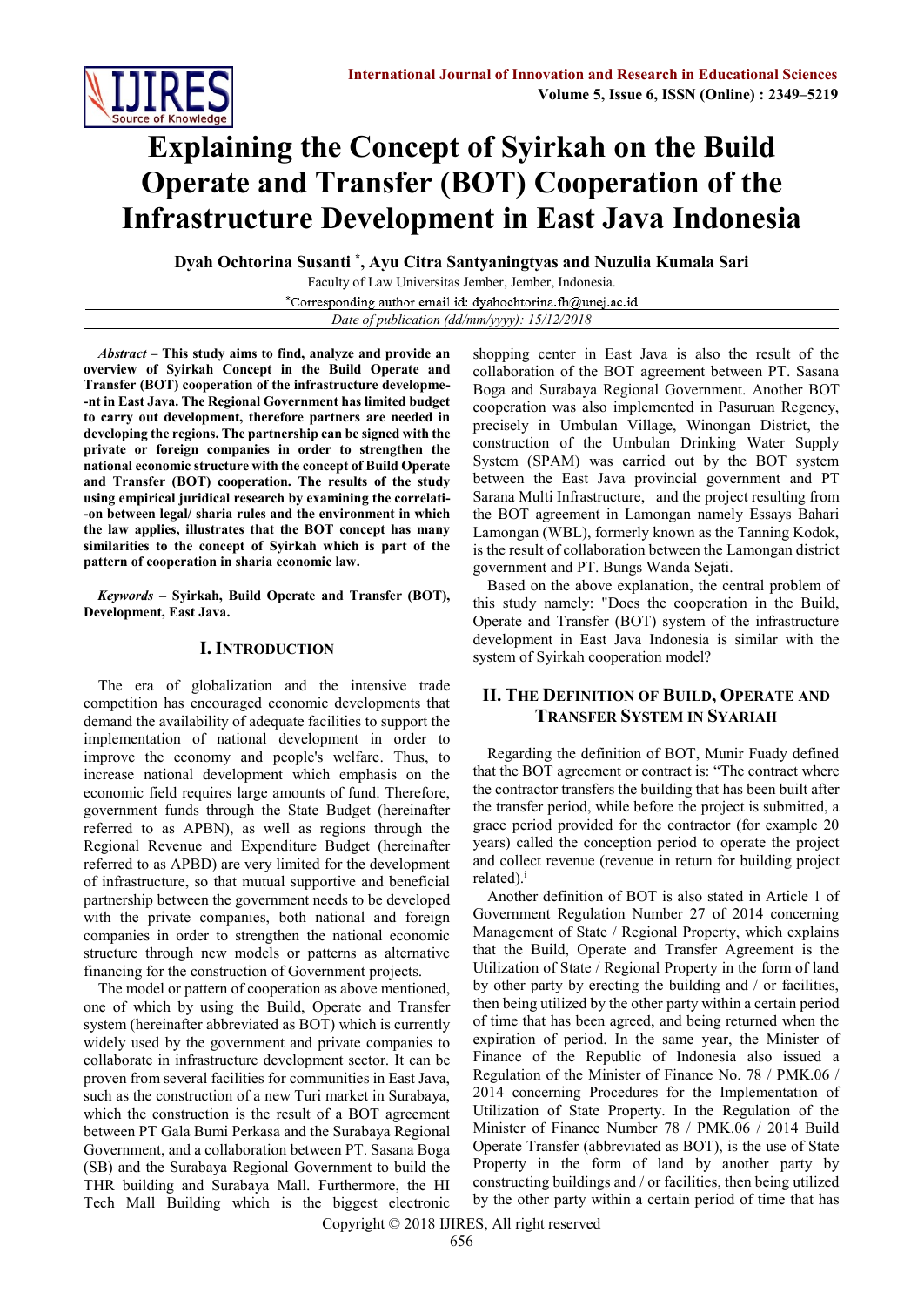# Explaining the Concept of Syirkah on the Build Operate and Transfer (BOT) Cooperation of the Infrastructure Development in East Java Indonesia

**Dyah Ochtorina Susanti [*], Ayu Citra Santyaningtyas and Nuzulia Kumala Sari**

Faculty of Law Universitas Jember, Jember, Indonesia.

[*]Corresponding author email id: dyahochtorina.fh@unej.ac.id

*Date of publication (dd/mm/yyyy): 15/12/2018*

***Abstract* – This study aims to find, analyze and provide an overview of Syirkah Concept in the Build Operate and Transfer (BOT) cooperation of the infrastructure development in East Java. The Regional Government has limited budget to carry out development, therefore partners are needed in developing the regions. The partnership can be signed with the private or foreign companies in order to strengthen the national economic structure with the concept of Build Operate and Transfer (BOT) cooperation. The results of the study using empirical juridical research by examining the correlation between legal/ sharia rules and the environment in which the law applies, illustrates that the BOT concept has many similarities to the concept of Syirkah which is part of the pattern of cooperation in sharia economic law.**

***Keywords* – Syirkah, Build Operate and Transfer (BOT), Development, East Java.**

## I. Introduction

The era of globalization and the intensive trade competition has encouraged economic developments that demand the availability of adequate facilities to support the implementation of national development in order to improve the economy and people's welfare. Thus, to increase national development which emphasis on the economic field requires large amounts of fund. Therefore, government funds through the State Budget (hereinafter referred to as APBN), as well as regions through the Regional Revenue and Expenditure Budget (hereinafter referred to as APBD) are very limited for the development of infrastructure, so that mutual supportive and beneficial partnership between the government needs to be developed with the private companies, both national and foreign companies in order to strengthen the national economic structure through new models or patterns as alternative financing for the construction of Government projects.

The model or pattern of cooperation as above mentioned, one of which by using the Build, Operate and Transfer system (hereinafter abbreviated as BOT) which is currently widely used by the government and private companies to collaborate in infrastructure development sector. It can be proven from several facilities for communities in East Java, such as the construction of a new Turi market in Surabaya, which the construction is the result of a BOT agreement between PT Gala Bumi Perkasa and the Surabaya Regional Government, and a collaboration between PT. Sasana Boga (SB) and the Surabaya Regional Government to build the THR building and Surabaya Mall. Furthermore, the HI Tech Mall Building which is the biggest electronic shopping center in East Java is also the result of the collaboration of the BOT agreement between PT. Sasana Boga and Surabaya Regional Government. Another BOT cooperation was also implemented in Pasuruan Regency, precisely in Umbulan Village, Winongan District, the construction of the Umbulan Drinking Water Supply System (SPAM) was carried out by the BOT system between the East Java provincial government and PT Sarana Multi Infrastructure, and the project resulting from the BOT agreement in Lamongan namely Essays Bahari Lamongan (WBL), formerly known as the Tanning Kodok, is the result of collaboration between the Lamongan district government and PT. Bungs Wanda Sejati.

Based on the above explanation, the central problem of this study namely: "Does the cooperation in the Build, Operate and Transfer (BOT) system of the infrastructure development in East Java Indonesia is similar with the system of Syirkah cooperation model?

## II. The Definition of Build, Operate and Transfer System in Syariah

Regarding the definition of BOT, Munir Fuady defined that the BOT agreement or contract is: "The contract where the contractor transfers the building that has been built after the transfer period, while before the project is submitted, a grace period provided for the contractor (for example 20 years) called the conception period to operate the project and collect revenue (revenue in return for building project related).[i]

Another definition of BOT is also stated in Article 1 of Government Regulation Number 27 of 2014 concerning Management of State / Regional Property, which explains that the Build, Operate and Transfer Agreement is the Utilization of State / Regional Property in the form of land by other party by erecting the building and / or facilities, then being utilized by the other party within a certain period of time that has been agreed, and being returned when the expiration of period. In the same year, the Minister of Finance of the Republic of Indonesia also issued a Regulation of the Minister of Finance No. 78 / PMK.06 / 2014 concerning Procedures for the Implementation of Utilization of State Property. In the Regulation of the Minister of Finance Number 78 / PMK.06 / 2014 Build Operate Transfer (abbreviated as BOT), is the use of State Property in the form of land by another party by constructing buildings and / or facilities, then being utilized by the other party within a certain period of time that has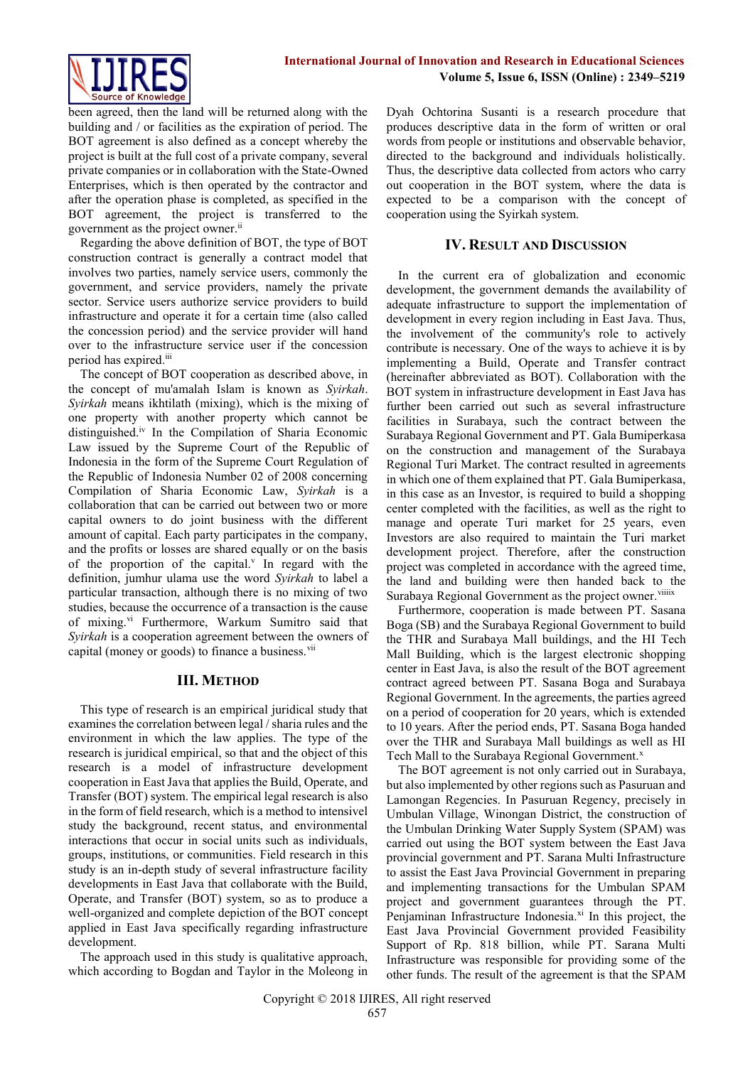been agreed, then the land will be returned along with the building and / or facilities as the expiration of period. The BOT agreement is also defined as a concept whereby the project is built at the full cost of a private company, several private companies or in collaboration with the State-Owned Enterprises, which is then operated by the contractor and after the operation phase is completed, as specified in the BOT agreement, the project is transferred to the government as the project owner.[ii]

Regarding the above definition of BOT, the type of BOT construction contract is generally a contract model that involves two parties, namely service users, commonly the government, and service providers, namely the private sector. Service users authorize service providers to build infrastructure and operate it for a certain time (also called the concession period) and the service provider will hand over to the infrastructure service user if the concession period has expired.[iii]

The concept of BOT cooperation as described above, in the concept of mu'amalah Islam is known as *Syirkah*. *Syirkah* means ikhtilath (mixing), which is the mixing of one property with another property which cannot be distinguished.[iv] In the Compilation of Sharia Economic Law issued by the Supreme Court of the Republic of Indonesia in the form of the Supreme Court Regulation of the Republic of Indonesia Number 02 of 2008 concerning Compilation of Sharia Economic Law, *Syirkah* is a collaboration that can be carried out between two or more capital owners to do joint business with the different amount of capital. Each party participates in the company, and the profits or losses are shared equally or on the basis of the proportion of the capital.[v] In regard with the definition, jumhur ulama use the word *Syirkah* to label a particular transaction, although there is no mixing of two studies, because the occurrence of a transaction is the cause of mixing.[vi] Furthermore, Warkum Sumitro said that *Syirkah* is a cooperation agreement between the owners of capital (money or goods) to finance a business.[vii]

## III. Method

This type of research is an empirical juridical study that examines the correlation between legal / sharia rules and the environment in which the law applies. The type of the research is juridical empirical, so that and the object of this research is a model of infrastructure development cooperation in East Java that applies the Build, Operate, and Transfer (BOT) system. The empirical legal research is also in the form of field research, which is a method to intensivel study the background, recent status, and environmental interactions that occur in social units such as individuals, groups, institutions, or communities. Field research in this study is an in-depth study of several infrastructure facility developments in East Java that collaborate with the Build, Operate, and Transfer (BOT) system, so as to produce a well-organized and complete depiction of the BOT concept applied in East Java specifically regarding infrastructure development.

The approach used in this study is qualitative approach, which according to Bogdan and Taylor in the Moleong in Dyah Ochtorina Susanti is a research procedure that produces descriptive data in the form of written or oral words from people or institutions and observable behavior, directed to the background and individuals holistically. Thus, the descriptive data collected from actors who carry out cooperation in the BOT system, where the data is expected to be a comparison with the concept of cooperation using the Syirkah system.

## IV. Result and Discussion

In the current era of globalization and economic development, the government demands the availability of adequate infrastructure to support the implementation of development in every region including in East Java. Thus, the involvement of the community's role to actively contribute is necessary. One of the ways to achieve it is by implementing a Build, Operate and Transfer contract (hereinafter abbreviated as BOT). Collaboration with the BOT system in infrastructure development in East Java has further been carried out such as several infrastructure facilities in Surabaya, such the contract between the Surabaya Regional Government and PT. Gala Bumiperkasa on the construction and management of the Surabaya Regional Turi Market. The contract resulted in agreements in which one of them explained that PT. Gala Bumiperkasa, in this case as an Investor, is required to build a shopping center completed with the facilities, as well as the right to manage and operate Turi market for 25 years, even Investors are also required to maintain the Turi market development project. Therefore, after the construction project was completed in accordance with the agreed time, the land and building were then handed back to the Surabaya Regional Government as the project owner.[viiiix]

Furthermore, cooperation is made between PT. Sasana Boga (SB) and the Surabaya Regional Government to build the THR and Surabaya Mall buildings, and the HI Tech Mall Building, which is the largest electronic shopping center in East Java, is also the result of the BOT agreement contract agreed between PT. Sasana Boga and Surabaya Regional Government. In the agreements, the parties agreed on a period of cooperation for 20 years, which is extended to 10 years. After the period ends, PT. Sasana Boga handed over the THR and Surabaya Mall buildings as well as HI Tech Mall to the Surabaya Regional Government.[x]

The BOT agreement is not only carried out in Surabaya, but also implemented by other regions such as Pasuruan and Lamongan Regencies. In Pasuruan Regency, precisely in Umbulan Village, Winongan District, the construction of the Umbulan Drinking Water Supply System (SPAM) was carried out using the BOT system between the East Java provincial government and PT. Sarana Multi Infrastructure to assist the East Java Provincial Government in preparing and implementing transactions for the Umbulan SPAM project and government guarantees through the PT. Penjaminan Infrastructure Indonesia.[xi] In this project, the East Java Provincial Government provided Feasibility Support of Rp. 818 billion, while PT. Sarana Multi Infrastructure was responsible for providing some of the other funds. The result of the agreement is that the SPAM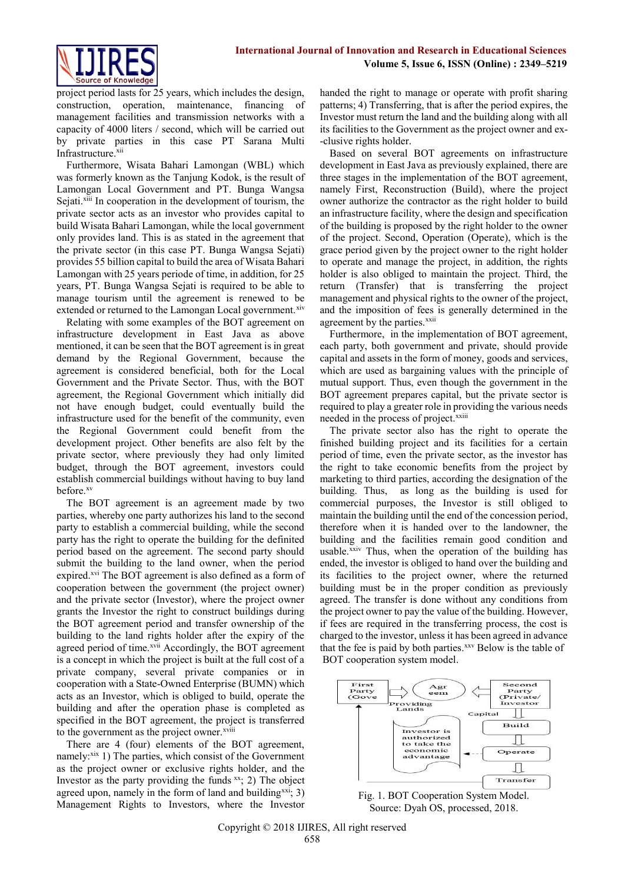project period lasts for 25 years, which includes the design, construction, operation, maintenance, financing of management facilities and transmission networks with a capacity of 4000 liters / second, which will be carried out by private parties in this case PT Sarana Multi Infrastructure.[xii]

Furthermore, Wisata Bahari Lamongan (WBL) which was formerly known as the Tanjung Kodok, is the result of Lamongan Local Government and PT. Bunga Wangsa Sejati.[xiii] In cooperation in the development of tourism, the private sector acts as an investor who provides capital to build Wisata Bahari Lamongan, while the local government only provides land. This is as stated in the agreement that the private sector (in this case PT. Bunga Wangsa Sejati) provides 55 billion capital to build the area of Wisata Bahari Lamongan with 25 years periode of time, in addition, for 25 years, PT. Bunga Wangsa Sejati is required to be able to manage tourism until the agreement is renewed to be extended or returned to the Lamongan Local government.[xiv]

Relating with some examples of the BOT agreement on infrastructure development in East Java as above mentioned, it can be seen that the BOT agreement is in great demand by the Regional Government, because the agreement is considered beneficial, both for the Local Government and the Private Sector. Thus, with the BOT agreement, the Regional Government which initially did not have enough budget, could eventually build the infrastructure used for the benefit of the community, even the Regional Government could benefit from the development project. Other benefits are also felt by the private sector, where previously they had only limited budget, through the BOT agreement, investors could establish commercial buildings without having to buy land before.[xv]

The BOT agreement is an agreement made by two parties, whereby one party authorizes his land to the second party to establish a commercial building, while the second party has the right to operate the building for the definited period based on the agreement. The second party should submit the building to the land owner, when the period expired.[xvi] The BOT agreement is also defined as a form of cooperation between the government (the project owner) and the private sector (Investor), where the project owner grants the Investor the right to construct buildings during the BOT agreement period and transfer ownership of the building to the land rights holder after the expiry of the agreed period of time.[xvii] Accordingly, the BOT agreement is a concept in which the project is built at the full cost of a private company, several private companies or in cooperation with a State-Owned Enterprise (BUMN) which acts as an Investor, which is obliged to build, operate the building and after the operation phase is completed as specified in the BOT agreement, the project is transferred to the government as the project owner.[xviii]

There are 4 (four) elements of the BOT agreement, namely:[xix] 1) The parties, which consist of the Government as the project owner or exclusive rights holder, and the Investor as the party providing the funds [xx]; 2) The object agreed upon, namely in the form of land and building[xxi]; 3) Management Rights to Investors, where the Investor handed the right to manage or operate with profit sharing patterns; 4) Transferring, that is after the period expires, the Investor must return the land and the building along with all its facilities to the Government as the project owner and ex--clusive rights holder.

Based on several BOT agreements on infrastructure development in East Java as previously explained, there are three stages in the implementation of the BOT agreement, namely First, Reconstruction (Build), where the project owner authorize the contractor as the right holder to build an infrastructure facility, where the design and specification of the building is proposed by the right holder to the owner of the project. Second, Operation (Operate), which is the grace period given by the project owner to the right holder to operate and manage the project, in addition, the rights holder is also obliged to maintain the project. Third, the return (Transfer) that is transferring the project management and physical rights to the owner of the project, and the imposition of fees is generally determined in the agreement by the parties.[xxii]

Furthermore, in the implementation of BOT agreement, each party, both government and private, should provide capital and assets in the form of money, goods and services, which are used as bargaining values with the principle of mutual support. Thus, even though the government in the BOT agreement prepares capital, but the private sector is required to play a greater role in providing the various needs needed in the process of project.[xxiii]

The private sector also has the right to operate the finished building project and its facilities for a certain period of time, even the private sector, as the investor has the right to take economic benefits from the project by marketing to third parties, according the designation of the building. Thus, as long as the building is used for commercial purposes, the Investor is still obliged to maintain the building until the end of the concession period, therefore when it is handed over to the landowner, the building and the facilities remain good condition and usable.[xxiv] Thus, when the operation of the building has ended, the investor is obliged to hand over the building and its facilities to the project owner, where the returned building must be in the proper condition as previously agreed. The transfer is done without any conditions from the project owner to pay the value of the building. However, if fees are required in the transferring process, the cost is charged to the investor, unless it has been agreed in advance that the fee is paid by both parties.[xxv] Below is the table of BOT cooperation system model.

Fig. 1. BOT Cooperation System Model.
Source: Dyah OS, processed, 2018.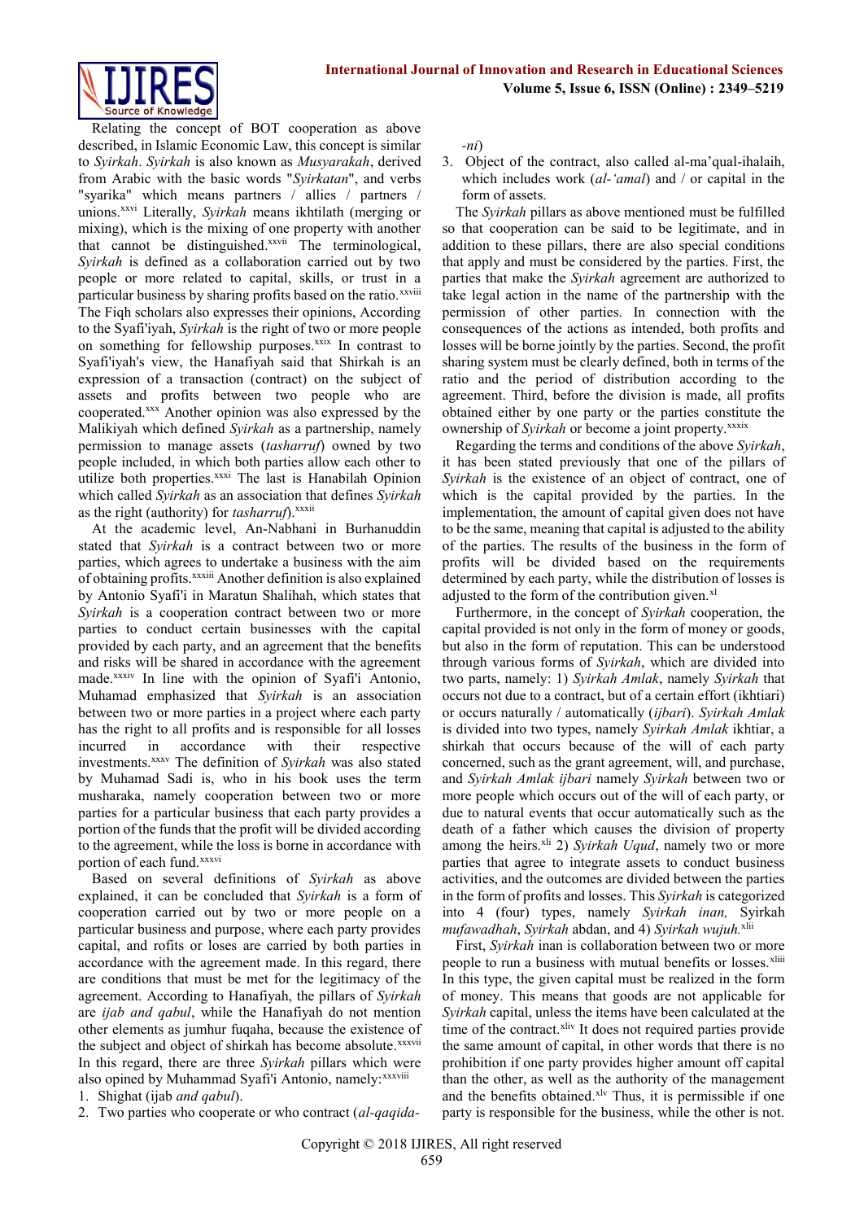Relating the concept of BOT cooperation as above described, in Islamic Economic Law, this concept is similar to *Syirkah*. *Syirkah* is also known as *Musyarakah*, derived from Arabic with the basic words "*Syirkatan*", and verbs "syarika" which means partners / allies / partners / unions.[xxvi] Literally, *Syirkah* means ikhtilath (merging or mixing), which is the mixing of one property with another that cannot be distinguished.[xxvii] The terminological, *Syirkah* is defined as a collaboration carried out by two people or more related to capital, skills, or trust in a particular business by sharing profits based on the ratio.[xxviii] The Fiqh scholars also expresses their opinions, According to the Syafi'iyah, *Syirkah* is the right of two or more people on something for fellowship purposes.[xxix] In contrast to Syafi'iyah's view, the Hanafiyah said that Shirkah is an expression of a transaction (contract) on the subject of assets and profits between two people who are cooperated.[xxx] Another opinion was also expressed by the Malikiyah which defined *Syirkah* as a partnership, namely permission to manage assets (*tasharruf*) owned by two people included, in which both parties allow each other to utilize both properties.[xxxi] The last is Hanabilah Opinion which called *Syirkah* as an association that defines *Syirkah* as the right (authority) for *tasharruf*).[xxxii]

At the academic level, An-Nabhani in Burhanuddin stated that *Syirkah* is a contract between two or more parties, which agrees to undertake a business with the aim of obtaining profits.[xxxiii] Another definition is also explained by Antonio Syafi'i in Maratun Shalihah, which states that *Syirkah* is a cooperation contract between two or more parties to conduct certain businesses with the capital provided by each party, and an agreement that the benefits and risks will be shared in accordance with the agreement made.[xxxiv] In line with the opinion of Syafi'i Antonio, Muhamad emphasized that *Syirkah* is an association between two or more parties in a project where each party has the right to all profits and is responsible for all losses incurred in accordance with their respective investments.[xxxv] The definition of *Syirkah* was also stated by Muhamad Sadi is, who in his book uses the term musharaka, namely cooperation between two or more parties for a particular business that each party provides a portion of the funds that the profit will be divided according to the agreement, while the loss is borne in accordance with portion of each fund.[xxxvi]

Based on several definitions of *Syirkah* as above explained, it can be concluded that *Syirkah* is a form of cooperation carried out by two or more people on a particular business and purpose, where each party provides capital, and rofits or loses are carried by both parties in accordance with the agreement made. In this regard, there are conditions that must be met for the legitimacy of the agreement. According to Hanafiyah, the pillars of *Syirkah* are *ijab and qabul*, while the Hanafiyah do not mention other elements as jumhur fuqaha, because the existence of the subject and object of shirkah has become absolute.[xxxvii] In this regard, there are three *Syirkah* pillars which were also opined by Muhammad Syafi'i Antonio, namely:[xxxviii]

1. Shighat (ijab *and qabul*).
2. Two parties who cooperate or who contract (*al-qaqida-ni*)
3. Object of the contract, also called al-ma'qual-ihalaih, which includes work (*al-'amal*) and / or capital in the form of assets.

The *Syirkah* pillars as above mentioned must be fulfilled so that cooperation can be said to be legitimate, and in addition to these pillars, there are also special conditions that apply and must be considered by the parties. First, the parties that make the *Syirkah* agreement are authorized to take legal action in the name of the partnership with the permission of other parties. In connection with the consequences of the actions as intended, both profits and losses will be borne jointly by the parties. Second, the profit sharing system must be clearly defined, both in terms of the ratio and the period of distribution according to the agreement. Third, before the division is made, all profits obtained either by one party or the parties constitute the ownership of *Syirkah* or become a joint property.[xxxix]

Regarding the terms and conditions of the above *Syirkah*, it has been stated previously that one of the pillars of *Syirkah* is the existence of an object of contract, one of which is the capital provided by the parties. In the implementation, the amount of capital given does not have to be the same, meaning that capital is adjusted to the ability of the parties. The results of the business in the form of profits will be divided based on the requirements determined by each party, while the distribution of losses is adjusted to the form of the contribution given.[xl]

Furthermore, in the concept of *Syirkah* cooperation, the capital provided is not only in the form of money or goods, but also in the form of reputation. This can be understood through various forms of *Syirkah*, which are divided into two parts, namely: 1) *Syirkah Amlak*, namely *Syirkah* that occurs not due to a contract, but of a certain effort (ikhtiari) or occurs naturally / automatically (*ijbari*). *Syirkah Amlak* is divided into two types, namely *Syirkah Amlak* ikhtiar, a shirkah that occurs because of the will of each party concerned, such as the grant agreement, will, and purchase, and *Syirkah Amlak ijbari* namely *Syirkah* between two or more people which occurs out of the will of each party, or due to natural events that occur automatically such as the death of a father which causes the division of property among the heirs.[xli] 2) *Syirkah Uqud*, namely two or more parties that agree to integrate assets to conduct business activities, and the outcomes are divided between the parties in the form of profits and losses. This *Syirkah* is categorized into 4 (four) types, namely *Syirkah inan,* Syirkah *mufawadhah*, *Syirkah* abdan, and 4) *Syirkah wujuh.*[xlii]

First, *Syirkah* inan is collaboration between two or more people to run a business with mutual benefits or losses.[xliii] In this type, the given capital must be realized in the form of money. This means that goods are not applicable for *Syirkah* capital, unless the items have been calculated at the time of the contract.[xliv] It does not required parties provide the same amount of capital, in other words that there is no prohibition if one party provides higher amount off capital than the other, as well as the authority of the management and the benefits obtained.[xlv] Thus, it is permissible if one party is responsible for the business, while the other is not.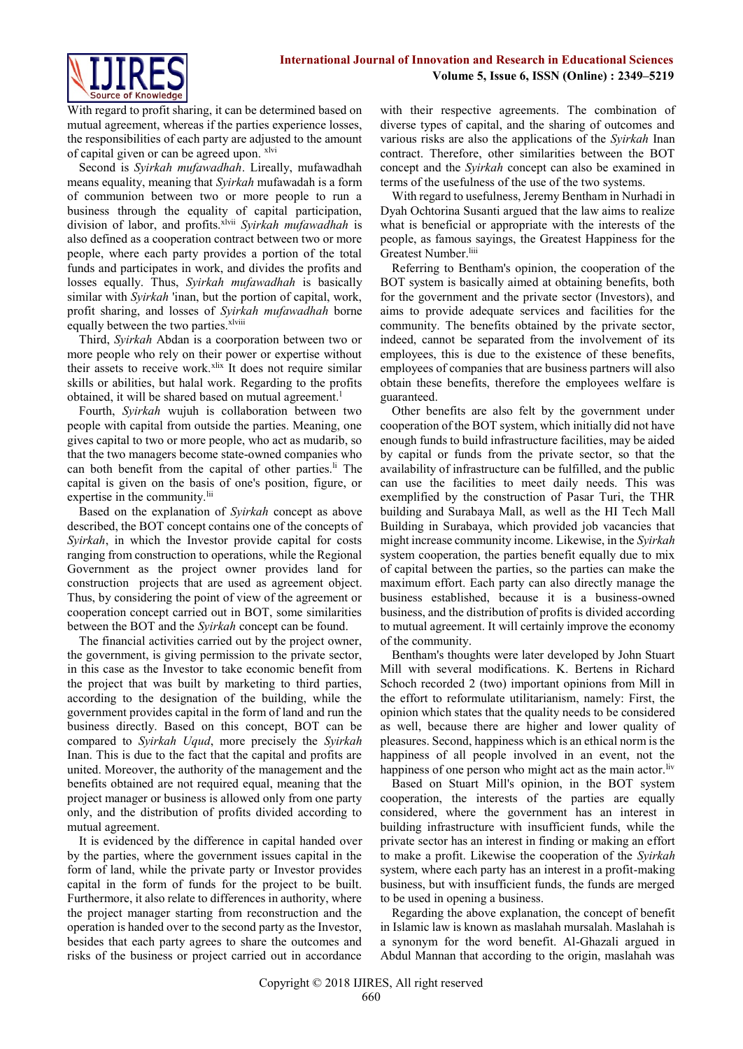With regard to profit sharing, it can be determined based on mutual agreement, whereas if the parties experience losses, the responsibilities of each party are adjusted to the amount of capital given or can be agreed upon. [xlvi]

Second is *Syirkah mufawadhah*. Lireally, mufawadhah means equality, meaning that *Syirkah* mufawadah is a form of communion between two or more people to run a business through the equality of capital participation, division of labor, and profits.[xlvii] *Syirkah mufawadhah* is also defined as a cooperation contract between two or more people, where each party provides a portion of the total funds and participates in work, and divides the profits and losses equally. Thus, *Syirkah mufawadhah* is basically similar with *Syirkah* 'inan, but the portion of capital, work, profit sharing, and losses of *Syirkah mufawadhah* borne equally between the two parties.[xlviii]

Third, *Syirkah* Abdan is a coorporation between two or more people who rely on their power or expertise without their assets to receive work.[xlix] It does not require similar skills or abilities, but halal work. Regarding to the profits obtained, it will be shared based on mutual agreement.[l]

Fourth, *Syirkah* wujuh is collaboration between two people with capital from outside the parties. Meaning, one gives capital to two or more people, who act as mudarib, so that the two managers become state-owned companies who can both benefit from the capital of other parties.[li] The capital is given on the basis of one's position, figure, or expertise in the community.[lii]

Based on the explanation of *Syirkah* concept as above described, the BOT concept contains one of the concepts of *Syirkah*, in which the Investor provide capital for costs ranging from construction to operations, while the Regional Government as the project owner provides land for construction projects that are used as agreement object. Thus, by considering the point of view of the agreement or cooperation concept carried out in BOT, some similarities between the BOT and the *Syirkah* concept can be found.

The financial activities carried out by the project owner, the government, is giving permission to the private sector, in this case as the Investor to take economic benefit from the project that was built by marketing to third parties, according to the designation of the building, while the government provides capital in the form of land and run the business directly. Based on this concept, BOT can be compared to *Syirkah Uqud*, more precisely the *Syirkah* Inan. This is due to the fact that the capital and profits are united. Moreover, the authority of the management and the benefits obtained are not required equal, meaning that the project manager or business is allowed only from one party only, and the distribution of profits divided according to mutual agreement.

It is evidenced by the difference in capital handed over by the parties, where the government issues capital in the form of land, while the private party or Investor provides capital in the form of funds for the project to be built. Furthermore, it also relate to differences in authority, where the project manager starting from reconstruction and the operation is handed over to the second party as the Investor, besides that each party agrees to share the outcomes and risks of the business or project carried out in accordance with their respective agreements. The combination of diverse types of capital, and the sharing of outcomes and various risks are also the applications of the *Syirkah* Inan contract. Therefore, other similarities between the BOT concept and the *Syirkah* concept can also be examined in terms of the usefulness of the use of the two systems.

With regard to usefulness, Jeremy Bentham in Nurhadi in Dyah Ochtorina Susanti argued that the law aims to realize what is beneficial or appropriate with the interests of the people, as famous sayings, the Greatest Happiness for the Greatest Number.[liii]

Referring to Bentham's opinion, the cooperation of the BOT system is basically aimed at obtaining benefits, both for the government and the private sector (Investors), and aims to provide adequate services and facilities for the community. The benefits obtained by the private sector, indeed, cannot be separated from the involvement of its employees, this is due to the existence of these benefits, employees of companies that are business partners will also obtain these benefits, therefore the employees welfare is guaranteed.

Other benefits are also felt by the government under cooperation of the BOT system, which initially did not have enough funds to build infrastructure facilities, may be aided by capital or funds from the private sector, so that the availability of infrastructure can be fulfilled, and the public can use the facilities to meet daily needs. This was exemplified by the construction of Pasar Turi, the THR building and Surabaya Mall, as well as the HI Tech Mall Building in Surabaya, which provided job vacancies that might increase community income. Likewise, in the *Syirkah* system cooperation, the parties benefit equally due to mix of capital between the parties, so the parties can make the maximum effort. Each party can also directly manage the business established, because it is a business-owned business, and the distribution of profits is divided according to mutual agreement. It will certainly improve the economy of the community.

Bentham's thoughts were later developed by John Stuart Mill with several modifications. K. Bertens in Richard Schoch recorded 2 (two) important opinions from Mill in the effort to reformulate utilitarianism, namely: First, the opinion which states that the quality needs to be considered as well, because there are higher and lower quality of pleasures. Second, happiness which is an ethical norm is the happiness of all people involved in an event, not the happiness of one person who might act as the main actor.[liv]

Based on Stuart Mill's opinion, in the BOT system cooperation, the interests of the parties are equally considered, where the government has an interest in building infrastructure with insufficient funds, while the private sector has an interest in finding or making an effort to make a profit. Likewise the cooperation of the *Syirkah* system, where each party has an interest in a profit-making business, but with insufficient funds, the funds are merged to be used in opening a business.

Regarding the above explanation, the concept of benefit in Islamic law is known as maslahah mursalah. Maslahah is a synonym for the word benefit. Al-Ghazali argued in Abdul Mannan that according to the origin, maslahah was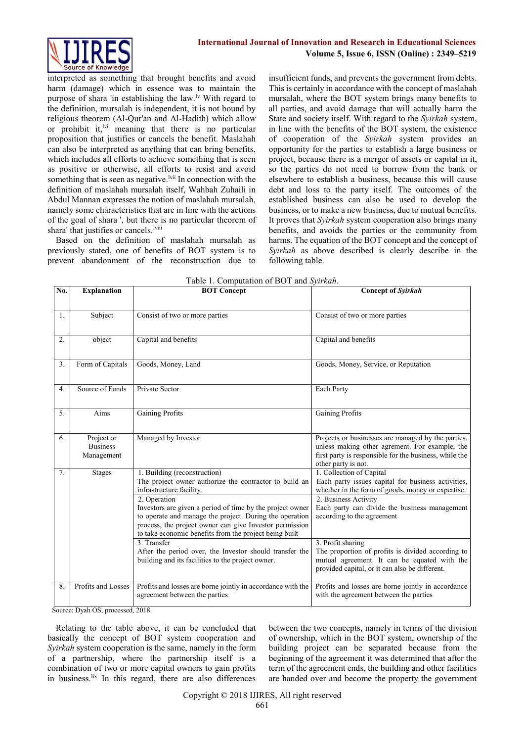interpreted as something that brought benefits and avoid harm (damage) which in essence was to maintain the purpose of shara 'in establishing the law.[lv] With regard to the definition, mursalah is independent, it is not bound by religious theorem (Al-Qur'an and Al-Hadith) which allow or prohibit it,[lvi] meaning that there is no particular proposition that justifies or cancels the benefit. Maslahah can also be interpreted as anything that can bring benefits, which includes all efforts to achieve something that is seen as positive or otherwise, all efforts to resist and avoid something that is seen as negative.[lvii] In connection with the definition of maslahah mursalah itself, Wahbah Zuhaili in Abdul Mannan expresses the notion of maslahah mursalah, namely some characteristics that are in line with the actions of the goal of shara ', but there is no particular theorem of shara' that justifies or cancels.[lviii]

Based on the definition of maslahah mursalah as previously stated, one of benefits of BOT system is to prevent abandonment of the reconstruction due to insufficient funds, and prevents the government from debts. This is certainly in accordance with the concept of maslahah mursalah, where the BOT system brings many benefits to all parties, and avoid damage that will actually harm the State and society itself. With regard to the *Syirkah* system, in line with the benefits of the BOT system, the existence of cooperation of the *Syirkah* system provides an opportunity for the parties to establish a large business or project, because there is a merger of assets or capital in it, so the parties do not need to borrow from the bank or elsewhere to establish a business, because this will cause debt and loss to the party itself. The outcomes of the established business can also be used to develop the business, or to make a new business, due to mutual benefits. It proves that *Syirkah* system cooperation also brings many benefits, and avoids the parties or the community from harms. The equation of the BOT concept and the concept of *Syirkah* as above described is clearly describe in the following table.

Table 1. Computation of BOT and *Syirkah.*

| No. | Explanation | BOT Concept | Concept of *Syirkah* |
|---|---|---|---|
| 1. | Subject | Consist of two or more parties | Consist of two or more parties |
| 2. | object | Capital and benefits | Capital and benefits |
| 3. | Form of Capitals | Goods, Money, Land | Goods, Money, Service, or Reputation |
| 4. | Source of Funds | Private Sector | Each Party |
| 5. | Aims | Gaining Profits | Gaining Profits |
| 6. | Project or Business Management | Managed by Investor | Projects or businesses are managed by the parties, unless making other agreement. For example, the first party is responsible for the business, while the other party is not. |
| 7. | Stages | 1. Building (reconstruction) The project owner authorize the contractor to build an infrastructure facility. | 1. Collection of Capital Each party issues capital for business activities, whether in the form of goods, money or expertise. |
| | | 2. Operation Investors are given a period of time by the project owner to operate and manage the project. During the operation process, the project owner can give Investor permission to take economic benefits from the project being built | 2. Business Activity Each party can divide the business management according to the agreement |
| | | 3. Transfer After the period over, the Investor should transfer the building and its facilities to the project owner. | 3. Profit sharing The proportion of profits is divided according to mutual agreement. It can be equated with the provided capital, or it can also be different. |
| 8. | Profits and Losses | Profits and losses are borne jointly in accordance with the agreement between the parties | Profits and losses are borne jointly in accordance with the agreement between the parties |

Source: Dyah OS, processed, 2018.

Relating to the table above, it can be concluded that basically the concept of BOT system cooperation and *Syirkah* system cooperation is the same, namely in the form of a partnership, where the partnership itself is a combination of two or more capital owners to gain profits in business.[lix] In this regard, there are also differences between the two concepts, namely in terms of the division of ownership, which in the BOT system, ownership of the building project can be separated because from the beginning of the agreement it was determined that after the term of the agreement ends, the building and other facilities are handed over and become the property the government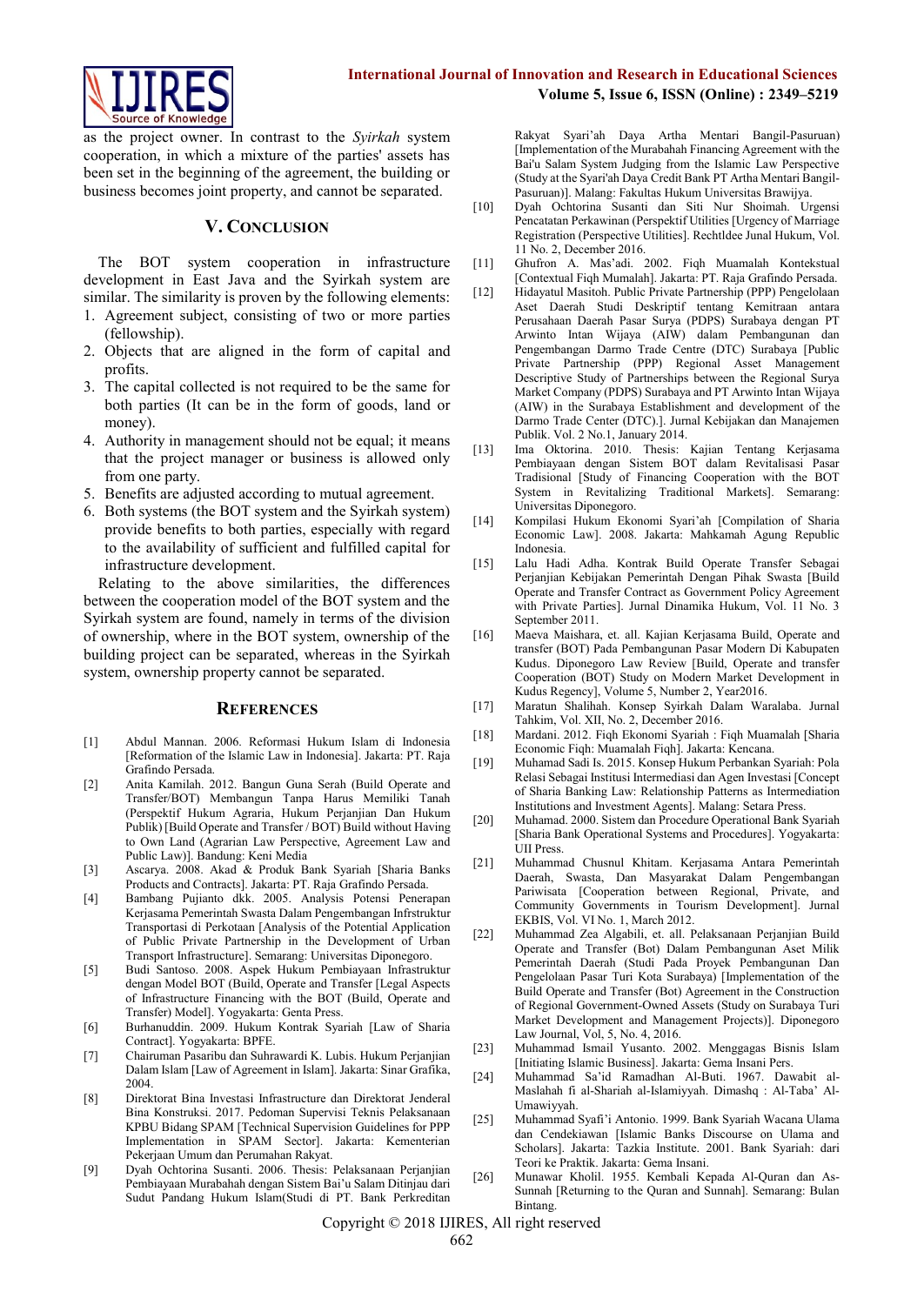as the project owner. In contrast to the *Syirkah* system cooperation, in which a mixture of the parties' assets has been set in the beginning of the agreement, the building or business becomes joint property, and cannot be separated.

## V. Conclusion

The BOT system cooperation in infrastructure development in East Java and the Syirkah system are similar. The similarity is proven by the following elements:

1. Agreement subject, consisting of two or more parties (fellowship).
2. Objects that are aligned in the form of capital and profits.
3. The capital collected is not required to be the same for both parties (It can be in the form of goods, land or money).
4. Authority in management should not be equal; it means that the project manager or business is allowed only from one party.
5. Benefits are adjusted according to mutual agreement.
6. Both systems (the BOT system and the Syirkah system) provide benefits to both parties, especially with regard to the availability of sufficient and fulfilled capital for infrastructure development.

Relating to the above similarities, the differences between the cooperation model of the BOT system and the Syirkah system are found, namely in terms of the division of ownership, where in the BOT system, ownership of the building project can be separated, whereas in the Syirkah system, ownership property cannot be separated.

## References

[1] Abdul Mannan. 2006. Reformasi Hukum Islam di Indonesia [Reformation of the Islamic Law in Indonesia]. Jakarta: PT. Raja Grafindo Persada.

[2] Anita Kamilah. 2012. Bangun Guna Serah (Build Operate and Transfer/BOT) Membangun Tanpa Harus Memiliki Tanah (Perspektif Hukum Agraria, Hukum Perjanjian Dan Hukum Publik) [Build Operate and Transfer / BOT) Build without Having to Own Land (Agrarian Law Perspective, Agreement Law and Public Law)]. Bandung: Keni Media

[3] Ascarya. 2008. Akad & Produk Bank Syariah [Sharia Banks Products and Contracts]. Jakarta: PT. Raja Grafindo Persada.

[4] Bambang Pujianto dkk. 2005. Analysis Potensi Penerapan Kerjasama Pemerintah Swasta Dalam Pengembangan Infrstruktur Transportasi di Perkotaan [Analysis of the Potential Application of Public Private Partnership in the Development of Urban Transport Infrastructure]. Semarang: Universitas Diponegoro.

[5] Budi Santoso. 2008. Aspek Hukum Pembiayaan Infrastruktur dengan Model BOT (Build, Operate and Transfer [Legal Aspects of Infrastructure Financing with the BOT (Build, Operate and Transfer) Model]. Yogyakarta: Genta Press.

[6] Burhanuddin. 2009. Hukum Kontrak Syariah [Law of Sharia Contract]. Yogyakarta: BPFE.

[7] Chairuman Pasaribu dan Suhrawardi K. Lubis. Hukum Perjanjian Dalam Islam [Law of Agreement in Islam]. Jakarta: Sinar Grafika, 2004.

[8] Direktorat Bina Investasi Infrastructure dan Direktorat Jenderal Bina Konstruksi. 2017. Pedoman Supervisi Teknis Pelaksanaan KPBU Bidang SPAM [Technical Supervision Guidelines for PPP Implementation in SPAM Sector]. Jakarta: Kementerian Pekerjaan Umum dan Perumahan Rakyat.

[9] Dyah Ochtorina Susanti. 2006. Thesis: Pelaksanaan Perjanjian Pembiayaan Murabahah dengan Sistem Bai'u Salam Ditinjau dari Sudut Pandang Hukum Islam(Studi di PT. Bank Perkreditan Rakyat Syari'ah Daya Artha Mentari Bangil-Pasuruan) [Implementation of the Murabahah Financing Agreement with the Bai'u Salam System Judging from the Islamic Law Perspective (Study at the Syari'ah Daya Credit Bank PT Artha Mentari Bangil-Pasuruan)]. Malang: Fakultas Hukum Universitas Brawijya.

[10] Dyah Ochtorina Susanti dan Siti Nur Shoimah. Urgensi Pencatatan Perkawinan (Perspektif Utilities) [Urgency of Marriage Registration (Perspective Utilities]. RechtIdee Junal Hukum, Vol. 11 No. 2, December 2016.

[11] Ghufron A. Mas'adi. 2002. Fiqh Muamalah Kontekstual [Contextual Fiqh Mumalah]. Jakarta: PT. Raja Grafindo Persada.

[12] Hidayatul Masitoh. Public Private Partnership (PPP) Pengelolaan Aset Daerah Studi Deskriptif tentang Kemitraan antara Perusahaan Daerah Pasar Surya (PDPS) Surabaya dengan PT Arwinto Intan Wijaya (AIW) dalam Pembangunan dan Pengembangan Darmo Trade Centre (DTC) Surabaya [Public Private Partnership (PPP) Regional Asset Management Descriptive Study of Partnerships between the Regional Surya Market Company (PDPS) Surabaya and PT Arwinto Intan Wijaya (AIW) in the Surabaya Establishment and development of the Darmo Trade Center (DTC).]. Jurnal Kebijakan dan Manajemen Publik. Vol. 2 No.1, January 2014.

[13] Ima Oktorina. 2010. Thesis: Kajian Tentang Kerjasama Pembiayaan dengan Sistem BOT dalam Revitalisasi Pasar Tradisional [Study of Financing Cooperation with the BOT System in Revitalizing Traditional Markets]. Semarang: Universitas Diponegoro.

[14] Kompilasi Hukum Ekonomi Syari'ah [Compilation of Sharia Economic Law]. 2008. Jakarta: Mahkamah Agung Republic Indonesia.

[15] Lalu Hadi Adha. Kontrak Build Operate Transfer Sebagai Perjanjian Kebijakan Pemerintah Dengan Pihak Swasta [Build Operate and Transfer Contract as Government Policy Agreement with Private Parties]. Jurnal Dinamika Hukum, Vol. 11 No. 3 September 2011.

[16] Maeva Maishara, et. all. Kajian Kerjasama Build, Operate and transfer (BOT) Pada Pembangunan Pasar Modern Di Kabupaten Kudus. Diponegoro Law Review [Build, Operate and transfer Cooperation (BOT) Study on Modern Market Development in Kudus Regency], Volume 5, Number 2, Year2016.

[17] Maratun Shalihah. Konsep Syirkah Dalam Waralaba. Jurnal Tahkim, Vol. XII, No. 2, December 2016.

[18] Mardani. 2012. Fiqh Ekonomi Syariah : Fiqh Muamalah [Sharia Economic Fiqh: Muamalah Fiqh]. Jakarta: Kencana.

[19] Muhamad Sadi Is. 2015. Konsep Hukum Perbankan Syariah: Pola Relasi Sebagai Institusi Intermediasi dan Agen Investasi [Concept of Sharia Banking Law: Relationship Patterns as Intermediation Institutions and Investment Agents]. Malang: Setara Press.

[20] Muhamad. 2000. Sistem dan Procedure Operational Bank Syariah [Sharia Bank Operational Systems and Procedures]. Yogyakarta: UII Press.

[21] Muhammad Chusnul Khitam. Kerjasama Antara Pemerintah Daerah, Swasta, Dan Masyarakat Dalam Pengembangan Pariwisata [Cooperation between Regional, Private, and Community Governments in Tourism Development]. Jurnal EKBIS, Vol. VI No. 1, March 2012.

[22] Muhammad Zea Algabili, et. all. Pelaksanaan Perjanjian Build Operate and Transfer (Bot) Dalam Pembangunan Aset Milik Pemerintah Daerah (Studi Pada Proyek Pembangunan Dan Pengelolaan Pasar Turi Kota Surabaya) [Implementation of the Build Operate and Transfer (Bot) Agreement in the Construction of Regional Government-Owned Assets (Study on Surabaya Turi Market Development and Management Projects)]. Diponegoro Law Journal, Vol, 5, No. 4, 2016.

[23] Muhammad Ismail Yusanto. 2002. Menggagas Bisnis Islam [Initiating Islamic Business]. Jakarta: Gema Insani Pers.

[24] Muhammad Sa'id Ramadhan Al-Buti. 1967. Dawabit al-Maslahah fi al-Shariah al-Islamiyyah. Dimashq : Al-Taba' Al-Umawiyyah.

[25] Muhammad Syafi'i Antonio. 1999. Bank Syariah Wacana Ulama dan Cendekiawan [Islamic Banks Discourse on Ulama and Scholars]. Jakarta: Tazkia Institute. 2001. Bank Syariah: dari Teori ke Praktik. Jakarta: Gema Insani.

[26] Munawar Kholil. 1955. Kembali Kepada Al-Quran dan As-Sunnah [Returning to the Quran and Sunnah]. Semarang: Bulan Bintang.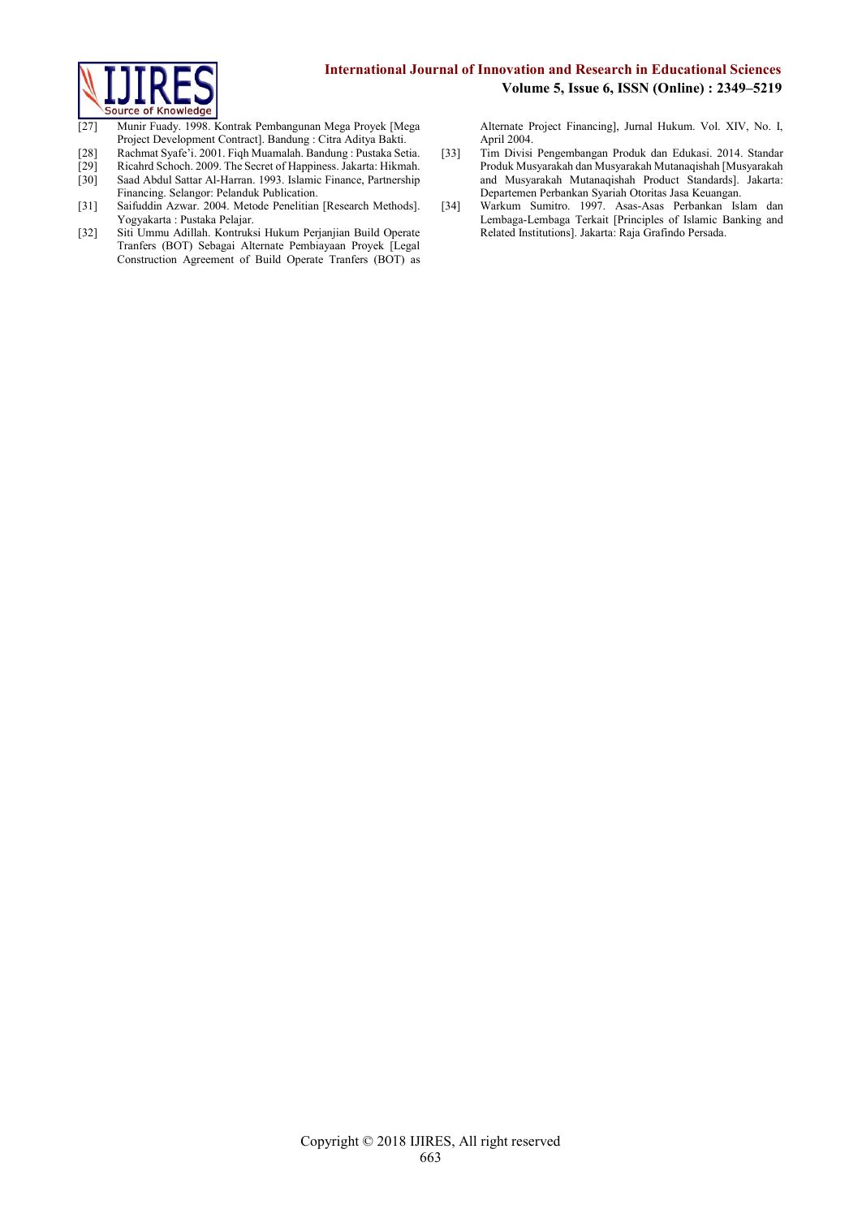[27] Munir Fuady. 1998. Kontrak Pembangunan Mega Proyek [Mega Project Development Contract]. Bandung : Citra Aditya Bakti.

[28] Rachmat Syafe'i. 2001. Fiqh Muamalah. Bandung : Pustaka Setia.

[29] Ricahrd Schoch. 2009. The Secret of Happiness. Jakarta: Hikmah.

[30] Saad Abdul Sattar Al-Harran. 1993. Islamic Finance, Partnership Financing. Selangor: Pelanduk Publication.

[31] Saifuddin Azwar. 2004. Metode Penelitian [Research Methods]. Yogyakarta : Pustaka Pelajar.

[32] Siti Ummu Adillah. Kontruksi Hukum Perjanjian Build Operate Tranfers (BOT) Sebagai Alternate Pembiayaan Proyek [Legal Construction Agreement of Build Operate Tranfers (BOT) as Alternate Project Financing], Jurnal Hukum. Vol. XIV, No. I, April 2004.

[33] Tim Divisi Pengembangan Produk dan Edukasi. 2014. Standar Produk Musyarakah dan Musyarakah Mutanaqishah [Musyarakah and Musyarakah Mutanaqishah Product Standards]. Jakarta: Departemen Perbankan Syariah Otoritas Jasa Keuangan.

[34] Warkum Sumitro. 1997. Asas-Asas Perbankan Islam dan Lembaga-Lembaga Terkait [Principles of Islamic Banking and Related Institutions]. Jakarta: Raja Grafindo Persada.